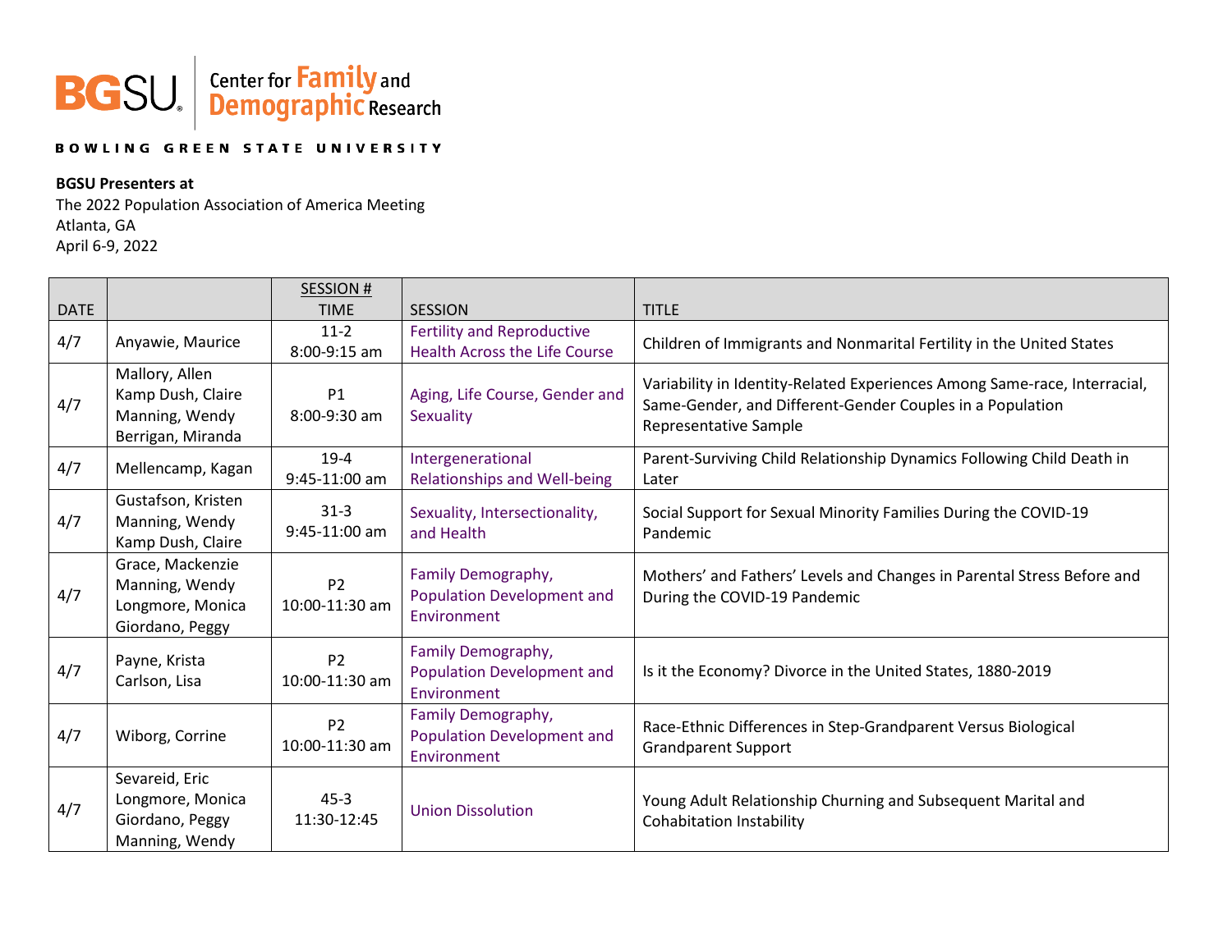BGSU | Center for Family and Demographic Research

BOWLING GREEN STATE UNIVERSITY

**BGSU Presenters at**
The 2022 Population Association of America Meeting
Atlanta, GA
April 6-9, 2022

| DATE | | SESSION # TIME | SESSION | TITLE |
|---|---|---|---|---|
| 4/7 | Anyawie, Maurice | 11-2 8:00-9:15 am | Fertility and Reproductive Health Across the Life Course | Children of Immigrants and Nonmarital Fertility in the United States |
| 4/7 | Mallory, Allen<br>Kamp Dush, Claire<br>Manning, Wendy<br>Berrigan, Miranda | P1 8:00-9:30 am | Aging, Life Course, Gender and Sexuality | Variability in Identity-Related Experiences Among Same-race, Interracial, Same-Gender, and Different-Gender Couples in a Population Representative Sample |
| 4/7 | Mellencamp, Kagan | 19-4 9:45-11:00 am | Intergenerational Relationships and Well-being | Parent-Surviving Child Relationship Dynamics Following Child Death in Later |
| 4/7 | Gustafson, Kristen<br>Manning, Wendy<br>Kamp Dush, Claire | 31-3 9:45-11:00 am | Sexuality, Intersectionality, and Health | Social Support for Sexual Minority Families During the COVID-19 Pandemic |
| 4/7 | Grace, Mackenzie<br>Manning, Wendy<br>Longmore, Monica<br>Giordano, Peggy | P2 10:00-11:30 am | Family Demography, Population Development and Environment | Mothers' and Fathers' Levels and Changes in Parental Stress Before and During the COVID-19 Pandemic |
| 4/7 | Payne, Krista<br>Carlson, Lisa | P2 10:00-11:30 am | Family Demography, Population Development and Environment | Is it the Economy? Divorce in the United States, 1880-2019 |
| 4/7 | Wiborg, Corrine | P2 10:00-11:30 am | Family Demography, Population Development and Environment | Race-Ethnic Differences in Step-Grandparent Versus Biological Grandparent Support |
| 4/7 | Sevareid, Eric<br>Longmore, Monica<br>Giordano, Peggy<br>Manning, Wendy | 45-3 11:30-12:45 | Union Dissolution | Young Adult Relationship Churning and Subsequent Marital and Cohabitation Instability |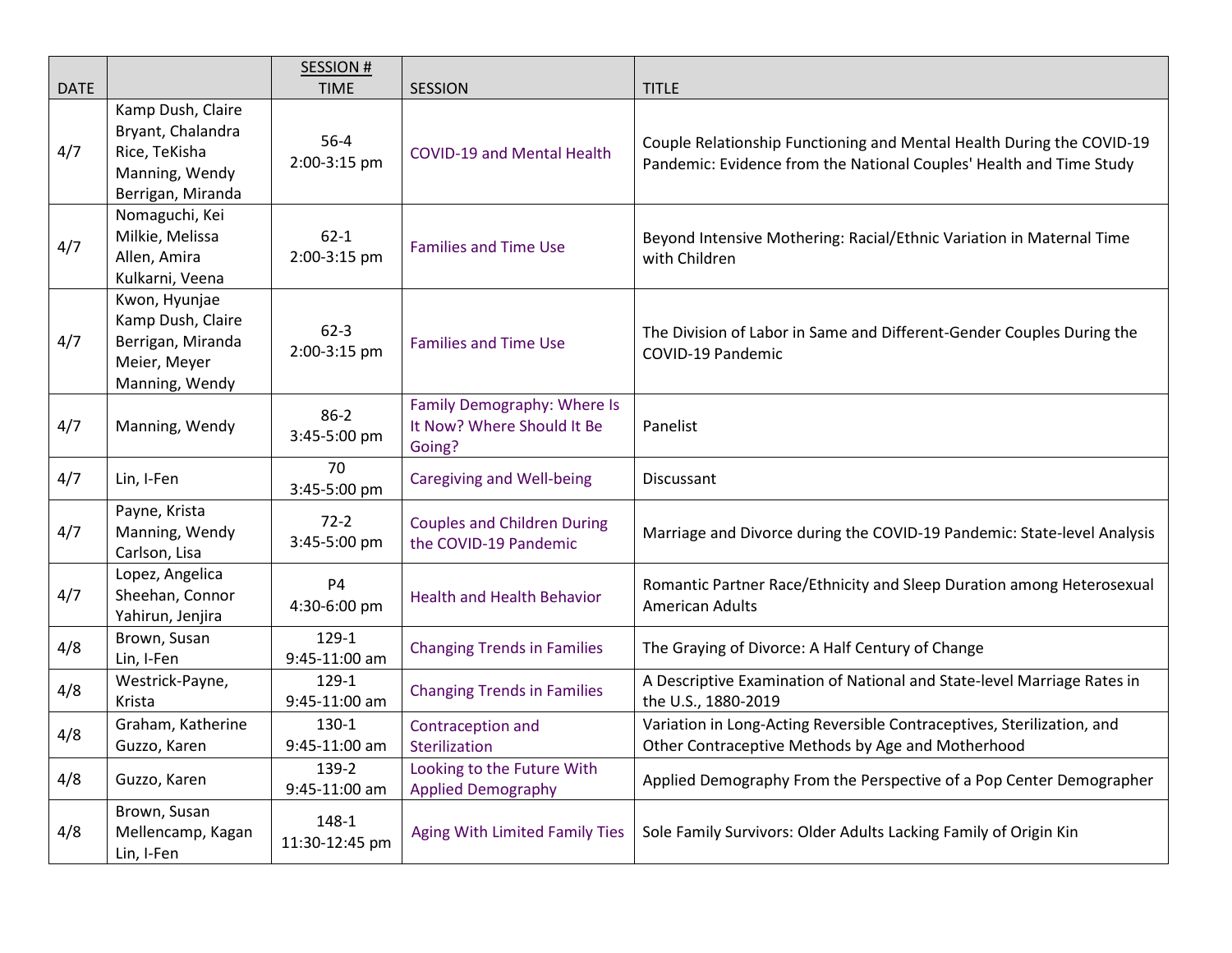| DATE | | SESSION # TIME | SESSION | TITLE |
|---|---|---|---|---|
| 4/7 | Kamp Dush, Claire<br>Bryant, Chalandra<br>Rice, TeKisha<br>Manning, Wendy<br>Berrigan, Miranda | 56-4<br>2:00-3:15 pm | COVID-19 and Mental Health | Couple Relationship Functioning and Mental Health During the COVID-19 Pandemic: Evidence from the National Couples' Health and Time Study |
| 4/7 | Nomaguchi, Kei<br>Milkie, Melissa<br>Allen, Amira<br>Kulkarni, Veena | 62-1<br>2:00-3:15 pm | Families and Time Use | Beyond Intensive Mothering: Racial/Ethnic Variation in Maternal Time with Children |
| 4/7 | Kwon, Hyunjae<br>Kamp Dush, Claire<br>Berrigan, Miranda<br>Meier, Meyer<br>Manning, Wendy | 62-3<br>2:00-3:15 pm | Families and Time Use | The Division of Labor in Same and Different-Gender Couples During the COVID-19 Pandemic |
| 4/7 | Manning, Wendy | 86-2<br>3:45-5:00 pm | Family Demography: Where Is It Now? Where Should It Be Going? | Panelist |
| 4/7 | Lin, I-Fen | 70<br>3:45-5:00 pm | Caregiving and Well-being | Discussant |
| 4/7 | Payne, Krista<br>Manning, Wendy<br>Carlson, Lisa | 72-2<br>3:45-5:00 pm | Couples and Children During the COVID-19 Pandemic | Marriage and Divorce during the COVID-19 Pandemic: State-level Analysis |
| 4/7 | Lopez, Angelica<br>Sheehan, Connor<br>Yahirun, Jenjira | P4<br>4:30-6:00 pm | Health and Health Behavior | Romantic Partner Race/Ethnicity and Sleep Duration among Heterosexual American Adults |
| 4/8 | Brown, Susan<br>Lin, I-Fen | 129-1<br>9:45-11:00 am | Changing Trends in Families | The Graying of Divorce: A Half Century of Change |
| 4/8 | Westrick-Payne, Krista | 129-1<br>9:45-11:00 am | Changing Trends in Families | A Descriptive Examination of National and State-level Marriage Rates in the U.S., 1880-2019 |
| 4/8 | Graham, Katherine<br>Guzzo, Karen | 130-1<br>9:45-11:00 am | Contraception and Sterilization | Variation in Long-Acting Reversible Contraceptives, Sterilization, and Other Contraceptive Methods by Age and Motherhood |
| 4/8 | Guzzo, Karen | 139-2<br>9:45-11:00 am | Looking to the Future With Applied Demography | Applied Demography From the Perspective of a Pop Center Demographer |
| 4/8 | Brown, Susan<br>Mellencamp, Kagan<br>Lin, I-Fen | 148-1<br>11:30-12:45 pm | Aging With Limited Family Ties | Sole Family Survivors: Older Adults Lacking Family of Origin Kin |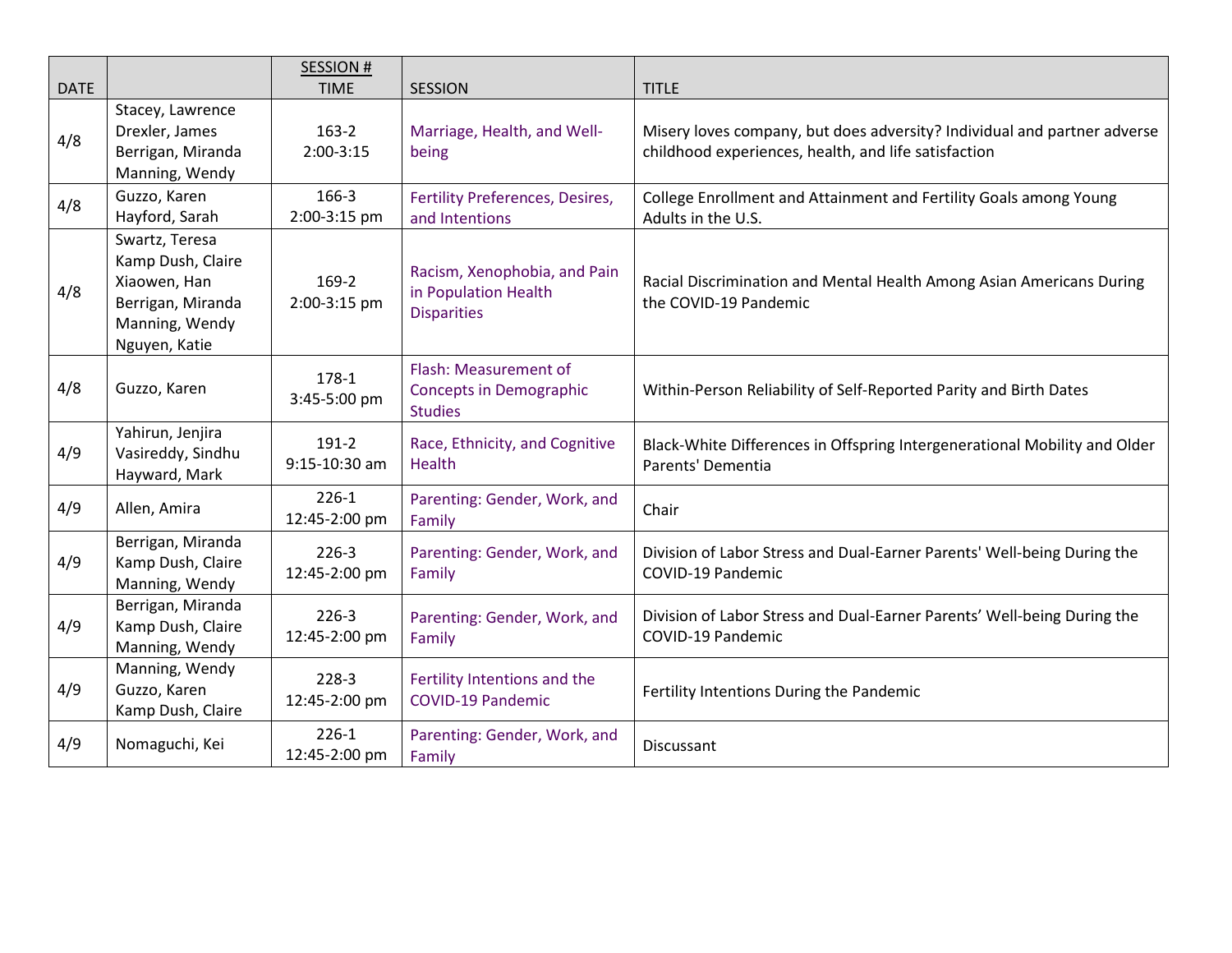| DATE | | SESSION # TIME | SESSION | TITLE |
|---|---|---|---|---|
| 4/8 | Stacey, Lawrence<br>Drexler, James<br>Berrigan, Miranda<br>Manning, Wendy | 163-2<br>2:00-3:15 | Marriage, Health, and Well-being | Misery loves company, but does adversity? Individual and partner adverse childhood experiences, health, and life satisfaction |
| 4/8 | Guzzo, Karen<br>Hayford, Sarah | 166-3<br>2:00-3:15 pm | Fertility Preferences, Desires, and Intentions | College Enrollment and Attainment and Fertility Goals among Young Adults in the U.S. |
| 4/8 | Swartz, Teresa<br>Kamp Dush, Claire<br>Xiaowen, Han<br>Berrigan, Miranda<br>Manning, Wendy<br>Nguyen, Katie | 169-2<br>2:00-3:15 pm | Racism, Xenophobia, and Pain in Population Health Disparities | Racial Discrimination and Mental Health Among Asian Americans During the COVID-19 Pandemic |
| 4/8 | Guzzo, Karen | 178-1<br>3:45-5:00 pm | Flash: Measurement of Concepts in Demographic Studies | Within-Person Reliability of Self-Reported Parity and Birth Dates |
| 4/9 | Yahirun, Jenjira<br>Vasireddy, Sindhu<br>Hayward, Mark | 191-2<br>9:15-10:30 am | Race, Ethnicity, and Cognitive Health | Black-White Differences in Offspring Intergenerational Mobility and Older Parents' Dementia |
| 4/9 | Allen, Amira | 226-1<br>12:45-2:00 pm | Parenting: Gender, Work, and Family | Chair |
| 4/9 | Berrigan, Miranda<br>Kamp Dush, Claire<br>Manning, Wendy | 226-3<br>12:45-2:00 pm | Parenting: Gender, Work, and Family | Division of Labor Stress and Dual-Earner Parents' Well-being During the COVID-19 Pandemic |
| 4/9 | Berrigan, Miranda<br>Kamp Dush, Claire<br>Manning, Wendy | 226-3<br>12:45-2:00 pm | Parenting: Gender, Work, and Family | Division of Labor Stress and Dual-Earner Parents' Well-being During the COVID-19 Pandemic |
| 4/9 | Manning, Wendy<br>Guzzo, Karen<br>Kamp Dush, Claire | 228-3<br>12:45-2:00 pm | Fertility Intentions and the COVID-19 Pandemic | Fertility Intentions During the Pandemic |
| 4/9 | Nomaguchi, Kei | 226-1<br>12:45-2:00 pm | Parenting: Gender, Work, and Family | Discussant |